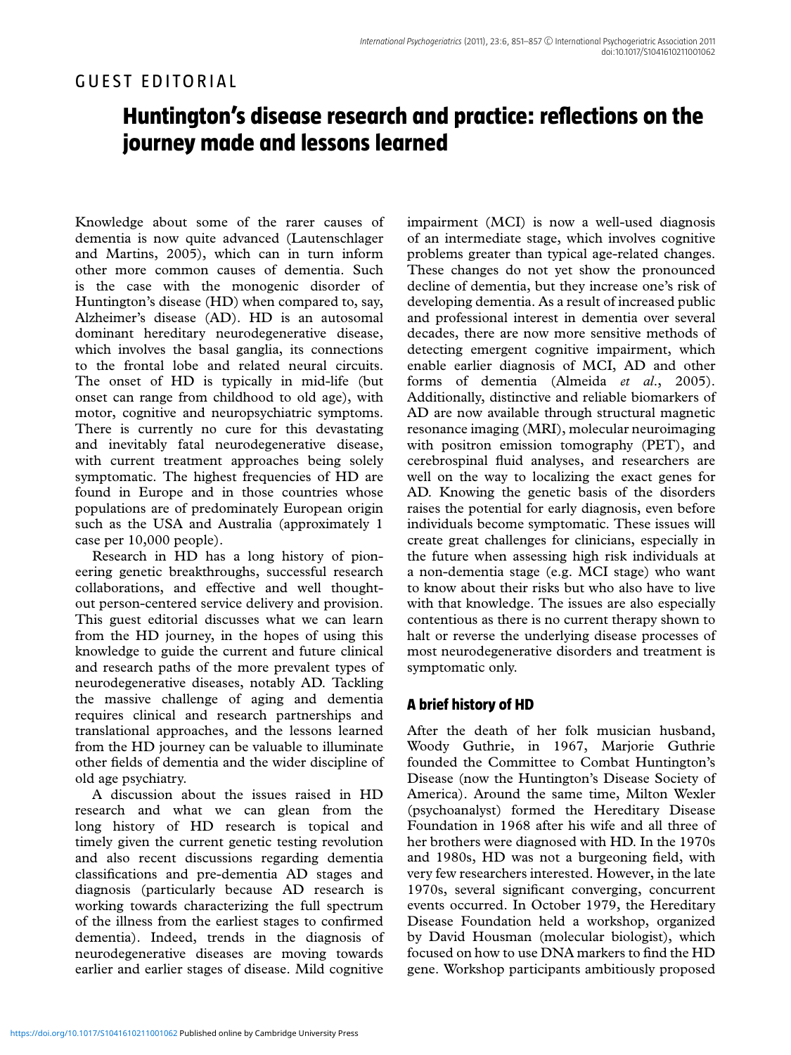GUEST EDITORIAL

# Huntington's disease research and practice: reflections on the journey made and lessons learned

Knowledge about some of the rarer causes of dementia is now quite advanced (Lautenschlager and Martins, 2005), which can in turn inform other more common causes of dementia. Such is the case with the monogenic disorder of Huntington's disease (HD) when compared to, say, Alzheimer's disease (AD). HD is an autosomal dominant hereditary neurodegenerative disease, which involves the basal ganglia, its connections to the frontal lobe and related neural circuits. The onset of HD is typically in mid-life (but onset can range from childhood to old age), with motor, cognitive and neuropsychiatric symptoms. There is currently no cure for this devastating and inevitably fatal neurodegenerative disease, with current treatment approaches being solely symptomatic. The highest frequencies of HD are found in Europe and in those countries whose populations are of predominately European origin such as the USA and Australia (approximately 1 case per 10,000 people).

Research in HD has a long history of pioneering genetic breakthroughs, successful research collaborations, and effective and well thought-out person-centered service delivery and provision. This guest editorial discusses what we can learn from the HD journey, in the hopes of using this knowledge to guide the current and future clinical and research paths of the more prevalent types of neurodegenerative diseases, notably AD. Tackling the massive challenge of aging and dementia requires clinical and research partnerships and translational approaches, and the lessons learned from the HD journey can be valuable to illuminate other fields of dementia and the wider discipline of old age psychiatry.

A discussion about the issues raised in HD research and what we can glean from the long history of HD research is topical and timely given the current genetic testing revolution and also recent discussions regarding dementia classifications and pre-dementia AD stages and diagnosis (particularly because AD research is working towards characterizing the full spectrum of the illness from the earliest stages to confirmed dementia). Indeed, trends in the diagnosis of neurodegenerative diseases are moving towards earlier and earlier stages of disease. Mild cognitive impairment (MCI) is now a well-used diagnosis of an intermediate stage, which involves cognitive problems greater than typical age-related changes. These changes do not yet show the pronounced decline of dementia, but they increase one's risk of developing dementia. As a result of increased public and professional interest in dementia over several decades, there are now more sensitive methods of detecting emergent cognitive impairment, which enable earlier diagnosis of MCI, AD and other forms of dementia (Almeida *et al.*, 2005). Additionally, distinctive and reliable biomarkers of AD are now available through structural magnetic resonance imaging (MRI), molecular neuroimaging with positron emission tomography (PET), and cerebrospinal fluid analyses, and researchers are well on the way to localizing the exact genes for AD. Knowing the genetic basis of the disorders raises the potential for early diagnosis, even before individuals become symptomatic. These issues will create great challenges for clinicians, especially in the future when assessing high risk individuals at a non-dementia stage (e.g. MCI stage) who want to know about their risks but who also have to live with that knowledge. The issues are also especially contentious as there is no current therapy shown to halt or reverse the underlying disease processes of most neurodegenerative disorders and treatment is symptomatic only.

## A brief history of HD

After the death of her folk musician husband, Woody Guthrie, in 1967, Marjorie Guthrie founded the Committee to Combat Huntington's Disease (now the Huntington's Disease Society of America). Around the same time, Milton Wexler (psychoanalyst) formed the Hereditary Disease Foundation in 1968 after his wife and all three of her brothers were diagnosed with HD. In the 1970s and 1980s, HD was not a burgeoning field, with very few researchers interested. However, in the late 1970s, several significant converging, concurrent events occurred. In October 1979, the Hereditary Disease Foundation held a workshop, organized by David Housman (molecular biologist), which focused on how to use DNA markers to find the HD gene. Workshop participants ambitiously proposed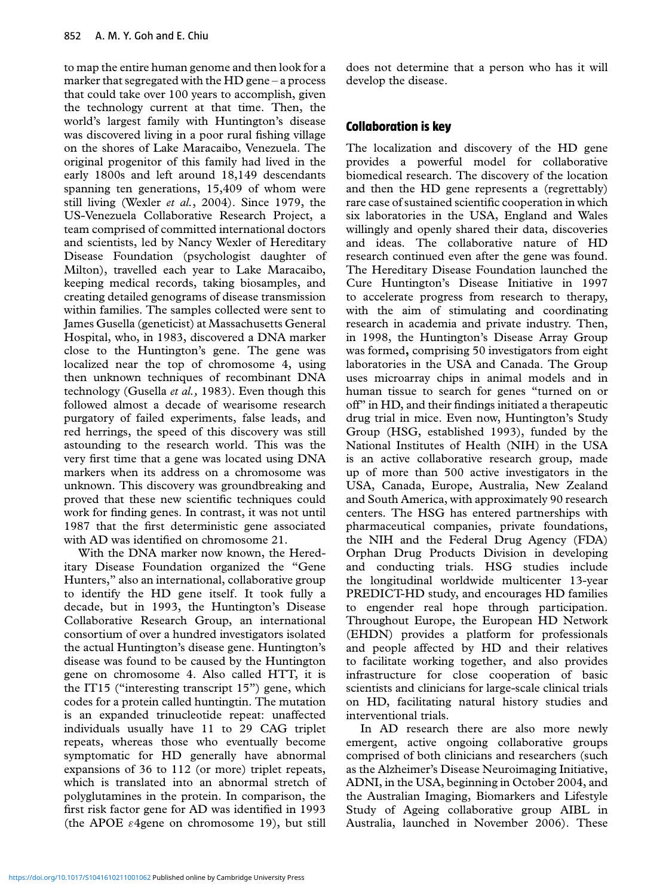to map the entire human genome and then look for a marker that segregated with the HD gene – a process that could take over 100 years to accomplish, given the technology current at that time. Then, the world's largest family with Huntington's disease was discovered living in a poor rural fishing village on the shores of Lake Maracaibo, Venezuela. The original progenitor of this family had lived in the early 1800s and left around 18,149 descendants spanning ten generations, 15,409 of whom were still living (Wexler *et al.*, 2004). Since 1979, the US-Venezuela Collaborative Research Project, a team comprised of committed international doctors and scientists, led by Nancy Wexler of Hereditary Disease Foundation (psychologist daughter of Milton), travelled each year to Lake Maracaibo, keeping medical records, taking biosamples, and creating detailed genograms of disease transmission within families. The samples collected were sent to James Gusella (geneticist) at Massachusetts General Hospital, who, in 1983, discovered a DNA marker close to the Huntington's gene. The gene was localized near the top of chromosome 4, using then unknown techniques of recombinant DNA technology (Gusella *et al.,* 1983). Even though this followed almost a decade of wearisome research purgatory of failed experiments, false leads, and red herrings, the speed of this discovery was still astounding to the research world. This was the very first time that a gene was located using DNA markers when its address on a chromosome was unknown. This discovery was groundbreaking and proved that these new scientific techniques could work for finding genes. In contrast, it was not until 1987 that the first deterministic gene associated with AD was identified on chromosome 21.

With the DNA marker now known, the Hereditary Disease Foundation organized the "Gene Hunters," also an international, collaborative group to identify the HD gene itself. It took fully a decade, but in 1993, the Huntington's Disease Collaborative Research Group, an international consortium of over a hundred investigators isolated the actual Huntington's disease gene. Huntington's disease was found to be caused by the Huntington gene on chromosome 4. Also called HTT, it is the IT15 ("interesting transcript 15") gene, which codes for a protein called huntingtin. The mutation is an expanded trinucleotide repeat: unaffected individuals usually have 11 to 29 CAG triplet repeats, whereas those who eventually become symptomatic for HD generally have abnormal expansions of 36 to 112 (or more) triplet repeats, which is translated into an abnormal stretch of polyglutamines in the protein. In comparison, the first risk factor gene for AD was identified in 1993 (the APOE $\varepsilon$4gene on chromosome 19), but still does not determine that a person who has it will develop the disease.

## Collaboration is key

The localization and discovery of the HD gene provides a powerful model for collaborative biomedical research. The discovery of the location and then the HD gene represents a (regrettably) rare case of sustained scientific cooperation in which six laboratories in the USA, England and Wales willingly and openly shared their data, discoveries and ideas. The collaborative nature of HD research continued even after the gene was found. The Hereditary Disease Foundation launched the Cure Huntington's Disease Initiative in 1997 to accelerate progress from research to therapy, with the aim of stimulating and coordinating research in academia and private industry. Then, in 1998, the Huntington's Disease Array Group was formed**,** comprising 50 investigators from eight laboratories in the USA and Canada. The Group uses microarray chips in animal models and in human tissue to search for genes "turned on or off" in HD, and their findings initiated a therapeutic drug trial in mice. Even now, Huntington's Study Group (HSG, established 1993), funded by the National Institutes of Health (NIH) in the USA is an active collaborative research group, made up of more than 500 active investigators in the USA, Canada, Europe, Australia, New Zealand and South America, with approximately 90 research centers. The HSG has entered partnerships with pharmaceutical companies, private foundations, the NIH and the Federal Drug Agency (FDA) Orphan Drug Products Division in developing and conducting trials. HSG studies include the longitudinal worldwide multicenter 13-year PREDICT-HD study, and encourages HD families to engender real hope through participation. Throughout Europe, the European HD Network (EHDN) provides a platform for professionals and people affected by HD and their relatives to facilitate working together, and also provides infrastructure for close cooperation of basic scientists and clinicians for large-scale clinical trials on HD, facilitating natural history studies and interventional trials.

In AD research there are also more newly emergent, active ongoing collaborative groups comprised of both clinicians and researchers (such as the Alzheimer's Disease Neuroimaging Initiative, ADNI, in the USA, beginning in October 2004, and the Australian Imaging, Biomarkers and Lifestyle Study of Ageing collaborative group AIBL in Australia, launched in November 2006). These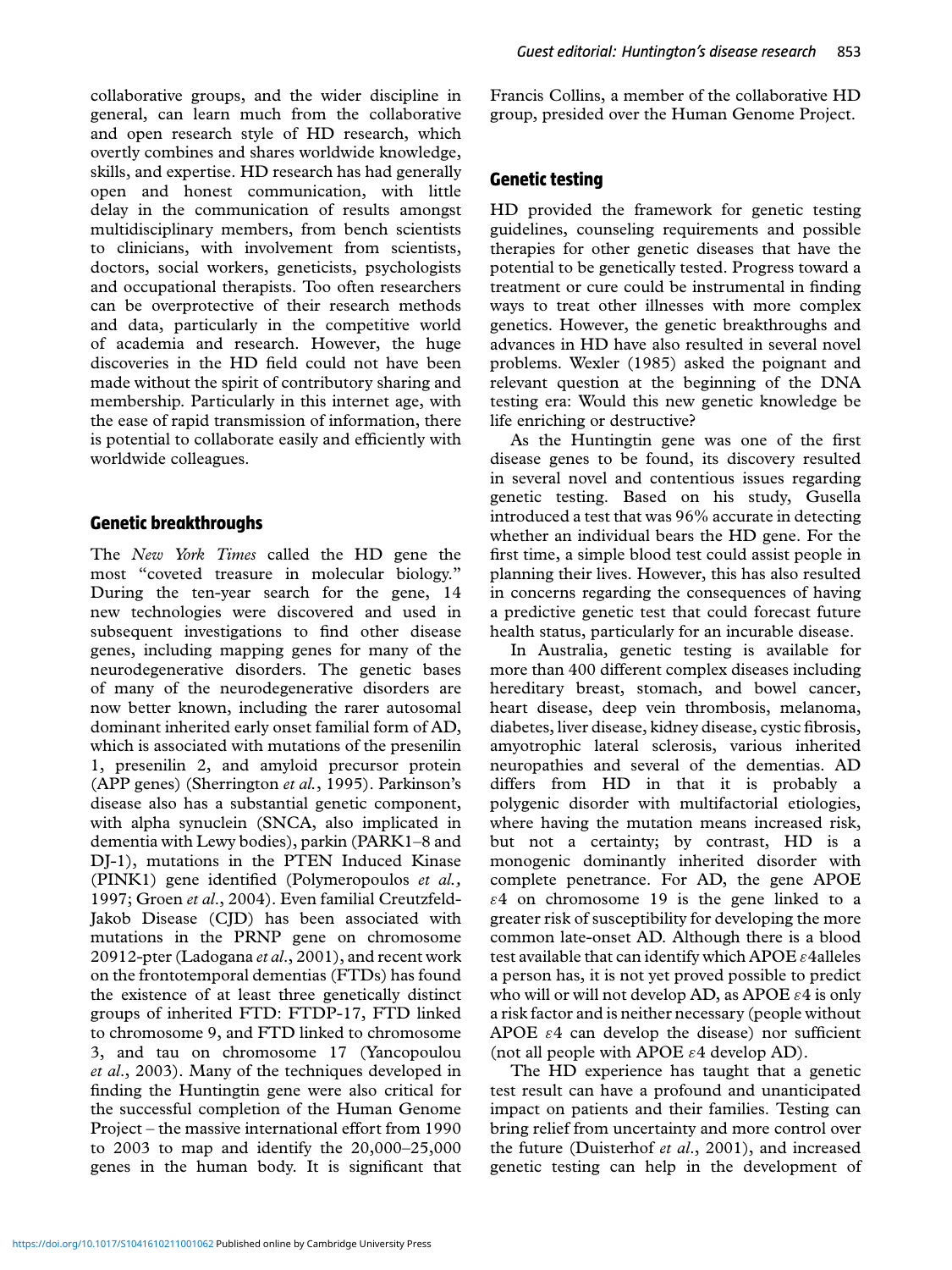collaborative groups, and the wider discipline in general, can learn much from the collaborative and open research style of HD research, which overtly combines and shares worldwide knowledge, skills, and expertise. HD research has had generally open and honest communication, with little delay in the communication of results amongst multidisciplinary members, from bench scientists to clinicians, with involvement from scientists, doctors, social workers, geneticists, psychologists and occupational therapists. Too often researchers can be overprotective of their research methods and data, particularly in the competitive world of academia and research. However, the huge discoveries in the HD field could not have been made without the spirit of contributory sharing and membership. Particularly in this internet age, with the ease of rapid transmission of information, there is potential to collaborate easily and efficiently with worldwide colleagues.

## Genetic breakthroughs

The *New York Times* called the HD gene the most "coveted treasure in molecular biology." During the ten-year search for the gene, 14 new technologies were discovered and used in subsequent investigations to find other disease genes, including mapping genes for many of the neurodegenerative disorders. The genetic bases of many of the neurodegenerative disorders are now better known, including the rarer autosomal dominant inherited early onset familial form of AD, which is associated with mutations of the presenilin 1, presenilin 2, and amyloid precursor protein (APP genes) (Sherrington *et al.*, 1995). Parkinson's disease also has a substantial genetic component, with alpha synuclein (SNCA, also implicated in dementia with Lewy bodies), parkin (PARK1–8 and DJ-1), mutations in the PTEN Induced Kinase (PINK1) gene identified (Polymeropoulos *et al.,* 1997; Groen *et al.*, 2004). Even familial Creutzfeld-Jakob Disease (CJD) has been associated with mutations in the PRNP gene on chromosome 20912-pter (Ladogana *et al.*, 2001), and recent work on the frontotemporal dementias (FTDs) has found the existence of at least three genetically distinct groups of inherited FTD: FTDP-17, FTD linked to chromosome 9, and FTD linked to chromosome 3, and tau on chromosome 17 (Yancopoulou *et al.*, 2003). Many of the techniques developed in finding the Huntingtin gene were also critical for the successful completion of the Human Genome Project – the massive international effort from 1990 to 2003 to map and identify the 20,000–25,000 genes in the human body. It is significant that Francis Collins, a member of the collaborative HD group, presided over the Human Genome Project.

## Genetic testing

HD provided the framework for genetic testing guidelines, counseling requirements and possible therapies for other genetic diseases that have the potential to be genetically tested. Progress toward a treatment or cure could be instrumental in finding ways to treat other illnesses with more complex genetics. However, the genetic breakthroughs and advances in HD have also resulted in several novel problems. Wexler (1985) asked the poignant and relevant question at the beginning of the DNA testing era: Would this new genetic knowledge be life enriching or destructive?

As the Huntingtin gene was one of the first disease genes to be found, its discovery resulted in several novel and contentious issues regarding genetic testing. Based on his study, Gusella introduced a test that was 96% accurate in detecting whether an individual bears the HD gene. For the first time, a simple blood test could assist people in planning their lives. However, this has also resulted in concerns regarding the consequences of having a predictive genetic test that could forecast future health status, particularly for an incurable disease.

In Australia, genetic testing is available for more than 400 different complex diseases including hereditary breast, stomach, and bowel cancer, heart disease, deep vein thrombosis, melanoma, diabetes, liver disease, kidney disease, cystic fibrosis, amyotrophic lateral sclerosis, various inherited neuropathies and several of the dementias. AD differs from HD in that it is probably a polygenic disorder with multifactorial etiologies, where having the mutation means increased risk, but not a certainty; by contrast, HD is a monogenic dominantly inherited disorder with complete penetrance. For AD, the gene APOE $\varepsilon 4$ on chromosome 19 is the gene linked to a greater risk of susceptibility for developing the more common late-onset AD. Although there is a blood test available that can identify which APOE $\varepsilon 4$alleles a person has, it is not yet proved possible to predict who will or will not develop AD, as APOE $\varepsilon 4$ is only a risk factor and is neither necessary (people without APOE $\varepsilon 4$ can develop the disease) nor sufficient (not all people with APOE $\varepsilon 4$ develop AD).

The HD experience has taught that a genetic test result can have a profound and unanticipated impact on patients and their families. Testing can bring relief from uncertainty and more control over the future (Duisterhof *et al.*, 2001), and increased genetic testing can help in the development of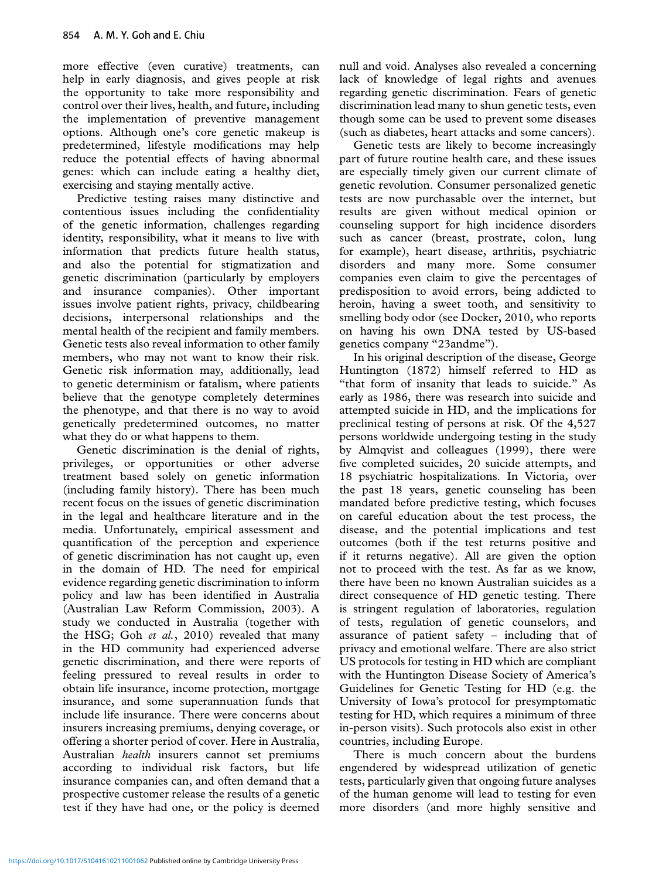more effective (even curative) treatments, can help in early diagnosis, and gives people at risk the opportunity to take more responsibility and control over their lives, health, and future, including the implementation of preventive management options. Although one's core genetic makeup is predetermined, lifestyle modifications may help reduce the potential effects of having abnormal genes: which can include eating a healthy diet, exercising and staying mentally active.

Predictive testing raises many distinctive and contentious issues including the confidentiality of the genetic information, challenges regarding identity, responsibility, what it means to live with information that predicts future health status, and also the potential for stigmatization and genetic discrimination (particularly by employers and insurance companies). Other important issues involve patient rights, privacy, childbearing decisions, interpersonal relationships and the mental health of the recipient and family members. Genetic tests also reveal information to other family members, who may not want to know their risk. Genetic risk information may, additionally, lead to genetic determinism or fatalism, where patients believe that the genotype completely determines the phenotype, and that there is no way to avoid genetically predetermined outcomes, no matter what they do or what happens to them.

Genetic discrimination is the denial of rights, privileges, or opportunities or other adverse treatment based solely on genetic information (including family history). There has been much recent focus on the issues of genetic discrimination in the legal and healthcare literature and in the media. Unfortunately, empirical assessment and quantification of the perception and experience of genetic discrimination has not caught up, even in the domain of HD. The need for empirical evidence regarding genetic discrimination to inform policy and law has been identified in Australia (Australian Law Reform Commission, 2003). A study we conducted in Australia (together with the HSG; Goh *et al.*, 2010) revealed that many in the HD community had experienced adverse genetic discrimination, and there were reports of feeling pressured to reveal results in order to obtain life insurance, income protection, mortgage insurance, and some superannuation funds that include life insurance. There were concerns about insurers increasing premiums, denying coverage, or offering a shorter period of cover. Here in Australia, Australian *health* insurers cannot set premiums according to individual risk factors, but life insurance companies can, and often demand that a prospective customer release the results of a genetic test if they have had one, or the policy is deemed null and void. Analyses also revealed a concerning lack of knowledge of legal rights and avenues regarding genetic discrimination. Fears of genetic discrimination lead many to shun genetic tests, even though some can be used to prevent some diseases (such as diabetes, heart attacks and some cancers).

Genetic tests are likely to become increasingly part of future routine health care, and these issues are especially timely given our current climate of genetic revolution. Consumer personalized genetic tests are now purchasable over the internet, but results are given without medical opinion or counseling support for high incidence disorders such as cancer (breast, prostrate, colon, lung for example), heart disease, arthritis, psychiatric disorders and many more. Some consumer companies even claim to give the percentages of predisposition to avoid errors, being addicted to heroin, having a sweet tooth, and sensitivity to smelling body odor (see Docker, 2010, who reports on having his own DNA tested by US-based genetics company "23andme").

In his original description of the disease, George Huntington (1872) himself referred to HD as "that form of insanity that leads to suicide." As early as 1986, there was research into suicide and attempted suicide in HD, and the implications for preclinical testing of persons at risk. Of the 4,527 persons worldwide undergoing testing in the study by Almqvist and colleagues (1999), there were five completed suicides, 20 suicide attempts, and 18 psychiatric hospitalizations. In Victoria, over the past 18 years, genetic counseling has been mandated before predictive testing, which focuses on careful education about the test process, the disease, and the potential implications and test outcomes (both if the test returns positive and if it returns negative). All are given the option not to proceed with the test. As far as we know, there have been no known Australian suicides as a direct consequence of HD genetic testing. There is stringent regulation of laboratories, regulation of tests, regulation of genetic counselors, and assurance of patient safety – including that of privacy and emotional welfare. There are also strict US protocols for testing in HD which are compliant with the Huntington Disease Society of America's Guidelines for Genetic Testing for HD (e.g. the University of Iowa's protocol for presymptomatic testing for HD, which requires a minimum of three in-person visits). Such protocols also exist in other countries, including Europe.

There is much concern about the burdens engendered by widespread utilization of genetic tests, particularly given that ongoing future analyses of the human genome will lead to testing for even more disorders (and more highly sensitive and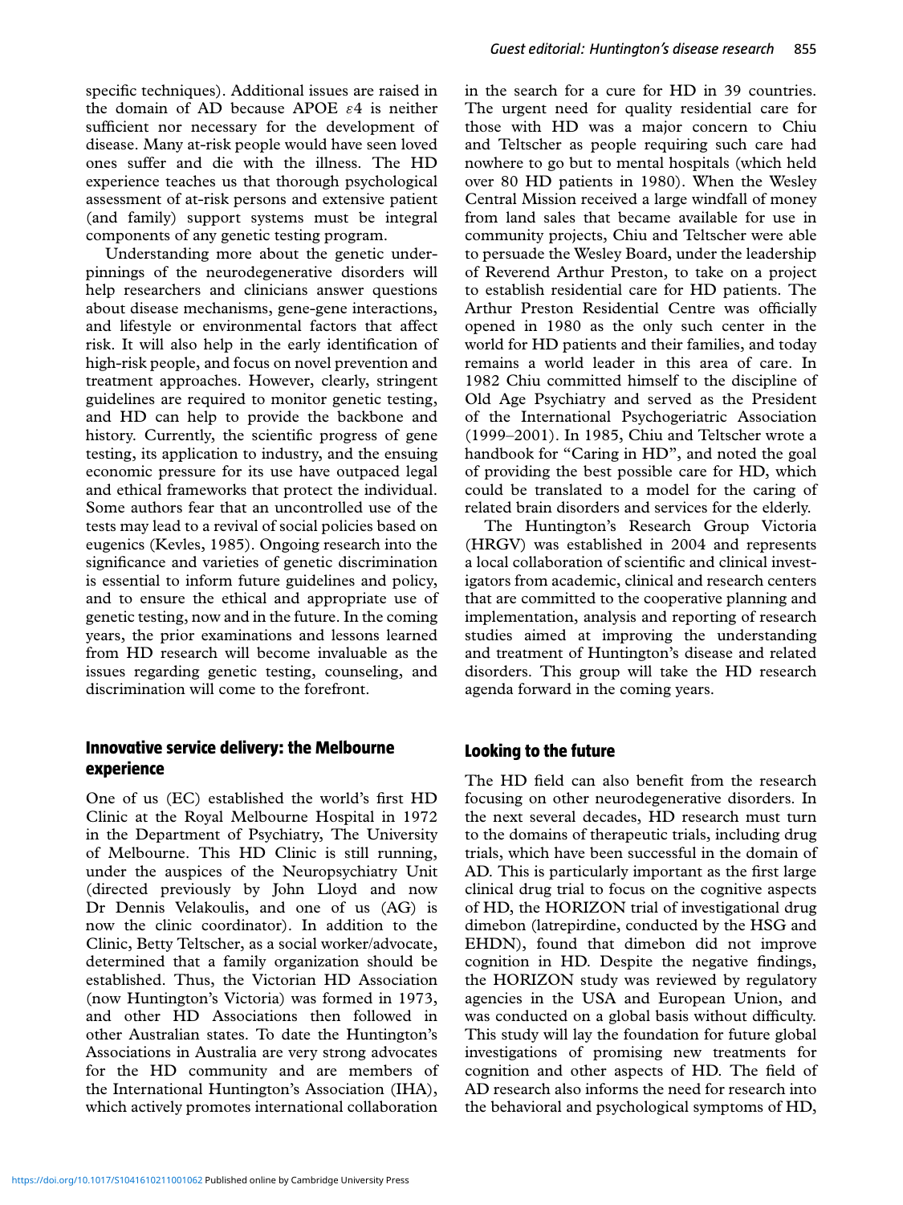specific techniques). Additional issues are raised in the domain of AD because APOE $\varepsilon 4$ is neither sufficient nor necessary for the development of disease. Many at-risk people would have seen loved ones suffer and die with the illness. The HD experience teaches us that thorough psychological assessment of at-risk persons and extensive patient (and family) support systems must be integral components of any genetic testing program.

Understanding more about the genetic underpinnings of the neurodegenerative disorders will help researchers and clinicians answer questions about disease mechanisms, gene-gene interactions, and lifestyle or environmental factors that affect risk. It will also help in the early identification of high-risk people, and focus on novel prevention and treatment approaches. However, clearly, stringent guidelines are required to monitor genetic testing, and HD can help to provide the backbone and history. Currently, the scientific progress of gene testing, its application to industry, and the ensuing economic pressure for its use have outpaced legal and ethical frameworks that protect the individual. Some authors fear that an uncontrolled use of the tests may lead to a revival of social policies based on eugenics (Kevles, 1985). Ongoing research into the significance and varieties of genetic discrimination is essential to inform future guidelines and policy, and to ensure the ethical and appropriate use of genetic testing, now and in the future. In the coming years, the prior examinations and lessons learned from HD research will become invaluable as the issues regarding genetic testing, counseling, and discrimination will come to the forefront.

## Innovative service delivery: the Melbourne experience

One of us (EC) established the world's first HD Clinic at the Royal Melbourne Hospital in 1972 in the Department of Psychiatry, The University of Melbourne. This HD Clinic is still running, under the auspices of the Neuropsychiatry Unit (directed previously by John Lloyd and now Dr Dennis Velakoulis, and one of us (AG) is now the clinic coordinator). In addition to the Clinic, Betty Teltscher, as a social worker/advocate, determined that a family organization should be established. Thus, the Victorian HD Association (now Huntington's Victoria) was formed in 1973, and other HD Associations then followed in other Australian states. To date the Huntington's Associations in Australia are very strong advocates for the HD community and are members of the International Huntington's Association (IHA), which actively promotes international collaboration in the search for a cure for HD in 39 countries. The urgent need for quality residential care for those with HD was a major concern to Chiu and Teltscher as people requiring such care had nowhere to go but to mental hospitals (which held over 80 HD patients in 1980). When the Wesley Central Mission received a large windfall of money from land sales that became available for use in community projects, Chiu and Teltscher were able to persuade the Wesley Board, under the leadership of Reverend Arthur Preston, to take on a project to establish residential care for HD patients. The Arthur Preston Residential Centre was officially opened in 1980 as the only such center in the world for HD patients and their families, and today remains a world leader in this area of care. In 1982 Chiu committed himself to the discipline of Old Age Psychiatry and served as the President of the International Psychogeriatric Association (1999–2001). In 1985, Chiu and Teltscher wrote a handbook for "Caring in HD", and noted the goal of providing the best possible care for HD, which could be translated to a model for the caring of related brain disorders and services for the elderly.

The Huntington's Research Group Victoria (HRGV) was established in 2004 and represents a local collaboration of scientific and clinical investigators from academic, clinical and research centers that are committed to the cooperative planning and implementation, analysis and reporting of research studies aimed at improving the understanding and treatment of Huntington's disease and related disorders. This group will take the HD research agenda forward in the coming years.

## Looking to the future

The HD field can also benefit from the research focusing on other neurodegenerative disorders. In the next several decades, HD research must turn to the domains of therapeutic trials, including drug trials, which have been successful in the domain of AD. This is particularly important as the first large clinical drug trial to focus on the cognitive aspects of HD, the HORIZON trial of investigational drug dimebon (latrepirdine, conducted by the HSG and EHDN), found that dimebon did not improve cognition in HD. Despite the negative findings, the HORIZON study was reviewed by regulatory agencies in the USA and European Union, and was conducted on a global basis without difficulty. This study will lay the foundation for future global investigations of promising new treatments for cognition and other aspects of HD. The field of AD research also informs the need for research into the behavioral and psychological symptoms of HD,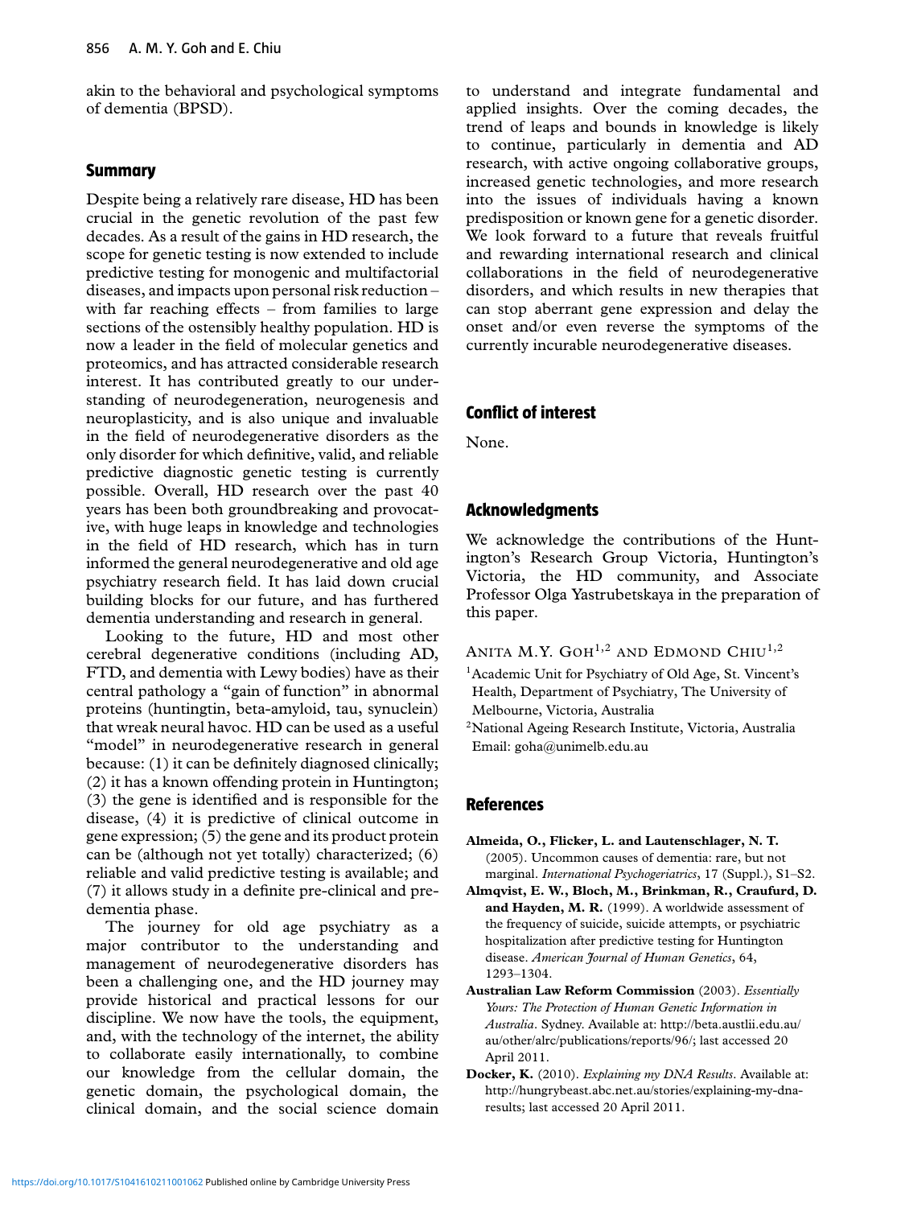akin to the behavioral and psychological symptoms of dementia (BPSD).

## Summary

Despite being a relatively rare disease, HD has been crucial in the genetic revolution of the past few decades. As a result of the gains in HD research, the scope for genetic testing is now extended to include predictive testing for monogenic and multifactorial diseases, and impacts upon personal risk reduction – with far reaching effects – from families to large sections of the ostensibly healthy population. HD is now a leader in the field of molecular genetics and proteomics, and has attracted considerable research interest. It has contributed greatly to our understanding of neurodegeneration, neurogenesis and neuroplasticity, and is also unique and invaluable in the field of neurodegenerative disorders as the only disorder for which definitive, valid, and reliable predictive diagnostic genetic testing is currently possible. Overall, HD research over the past 40 years has been both groundbreaking and provocative, with huge leaps in knowledge and technologies in the field of HD research, which has in turn informed the general neurodegenerative and old age psychiatry research field. It has laid down crucial building blocks for our future, and has furthered dementia understanding and research in general.

Looking to the future, HD and most other cerebral degenerative conditions (including AD, FTD, and dementia with Lewy bodies) have as their central pathology a "gain of function" in abnormal proteins (huntingtin, beta-amyloid, tau, synuclein) that wreak neural havoc. HD can be used as a useful "model" in neurodegenerative research in general because: (1) it can be definitely diagnosed clinically; (2) it has a known offending protein in Huntington; (3) the gene is identified and is responsible for the disease, (4) it is predictive of clinical outcome in gene expression; (5) the gene and its product protein can be (although not yet totally) characterized; (6) reliable and valid predictive testing is available; and (7) it allows study in a definite pre-clinical and pre-dementia phase.

The journey for old age psychiatry as a major contributor to the understanding and management of neurodegenerative disorders has been a challenging one, and the HD journey may provide historical and practical lessons for our discipline. We now have the tools, the equipment, and, with the technology of the internet, the ability to collaborate easily internationally, to combine our knowledge from the cellular domain, the genetic domain, the psychological domain, the clinical domain, and the social science domain to understand and integrate fundamental and applied insights. Over the coming decades, the trend of leaps and bounds in knowledge is likely to continue, particularly in dementia and AD research, with active ongoing collaborative groups, increased genetic technologies, and more research into the issues of individuals having a known predisposition or known gene for a genetic disorder. We look forward to a future that reveals fruitful and rewarding international research and clinical collaborations in the field of neurodegenerative disorders, and which results in new therapies that can stop aberrant gene expression and delay the onset and/or even reverse the symptoms of the currently incurable neurodegenerative diseases.

## Conflict of interest

None.

## Acknowledgments

We acknowledge the contributions of the Huntington's Research Group Victoria, Huntington's Victoria, the HD community, and Associate Professor Olga Yastrubetskaya in the preparation of this paper.

Anita M.Y. Goh[1,2] and Edmond Chiu[1,2]

[1]Academic Unit for Psychiatry of Old Age, St. Vincent's Health, Department of Psychiatry, The University of Melbourne, Victoria, Australia

[2]National Ageing Research Institute, Victoria, Australia

Email: goha@unimelb.edu.au

## References

**Almeida, O., Flicker, L. and Lautenschlager, N. T.** (2005). Uncommon causes of dementia: rare, but not marginal. *International Psychogeriatrics*, 17 (Suppl.), S1–S2.

**Almqvist, E. W., Bloch, M., Brinkman, R., Craufurd, D. and Hayden, M. R.** (1999). A worldwide assessment of the frequency of suicide, suicide attempts, or psychiatric hospitalization after predictive testing for Huntington disease. *American Journal of Human Genetics*, 64, 1293–1304.

**Australian Law Reform Commission** (2003). *Essentially Yours: The Protection of Human Genetic Information in Australia*. Sydney. Available at: http://beta.austlii.edu.au/au/other/alrc/publications/reports/96/; last accessed 20 April 2011.

**Docker, K.** (2010). *Explaining my DNA Results*. Available at: http://hungrybeast.abc.net.au/stories/explaining-my-dna-results; last accessed 20 April 2011.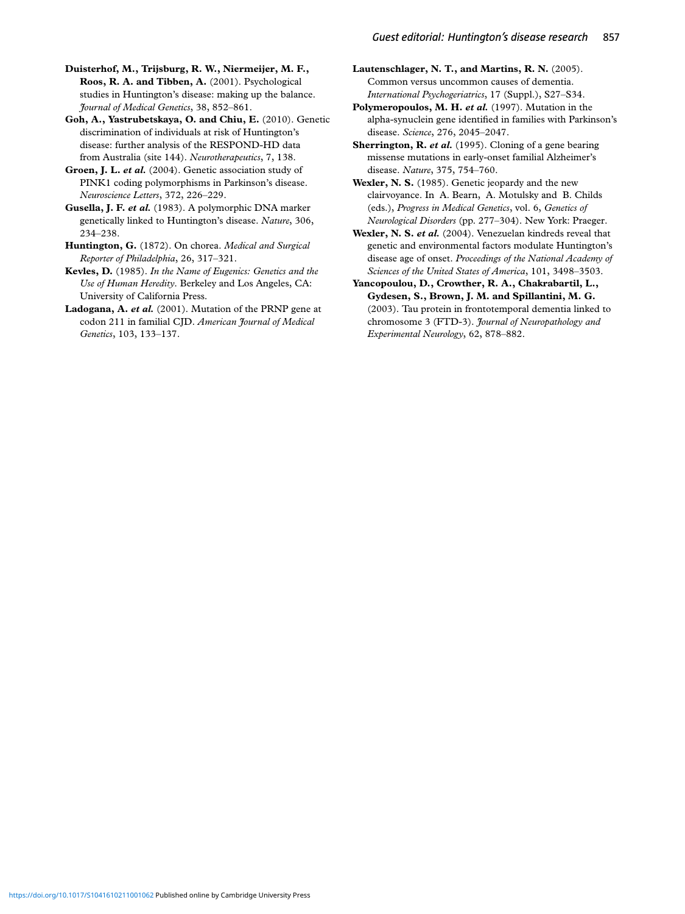**Duisterhof, M., Trijsburg, R. W., Niermeijer, M. F., Roos, R. A. and Tibben, A.** (2001). Psychological studies in Huntington's disease: making up the balance. *Journal of Medical Genetics*, 38, 852–861.

**Goh, A., Yastrubetskaya, O. and Chiu, E.** (2010). Genetic discrimination of individuals at risk of Huntington's disease: further analysis of the RESPOND-HD data from Australia (site 144). *Neurotherapeutics*, 7, 138.

**Groen, J. L.** ***et al.*** (2004). Genetic association study of PINK1 coding polymorphisms in Parkinson's disease. *Neuroscience Letters*, 372, 226–229.

**Gusella, J. F.** ***et al.*** (1983). A polymorphic DNA marker genetically linked to Huntington's disease. *Nature*, 306, 234–238.

**Huntington, G.** (1872). On chorea. *Medical and Surgical Reporter of Philadelphia*, 26, 317–321.

**Kevles, D.** (1985). *In the Name of Eugenics: Genetics and the Use of Human Heredity*. Berkeley and Los Angeles, CA: University of California Press.

**Ladogana, A.** ***et al.*** (2001). Mutation of the PRNP gene at codon 211 in familial CJD. *American Journal of Medical Genetics*, 103, 133–137.

**Lautenschlager, N. T., and Martins, R. N.** (2005). Common versus uncommon causes of dementia. *International Psychogeriatrics*, 17 (Suppl.), S27–S34.

**Polymeropoulos, M. H.** ***et al.*** (1997). Mutation in the alpha-synuclein gene identified in families with Parkinson's disease. *Science*, 276, 2045–2047.

**Sherrington, R.** ***et al.*** (1995). Cloning of a gene bearing missense mutations in early-onset familial Alzheimer's disease. *Nature*, 375, 754–760.

**Wexler, N. S.** (1985). Genetic jeopardy and the new clairvoyance. In A. Bearn, A. Motulsky and B. Childs (eds.), *Progress in Medical Genetics*, vol. 6, *Genetics of Neurological Disorders* (pp. 277–304). New York: Praeger.

**Wexler, N. S.** ***et al.*** (2004). Venezuelan kindreds reveal that genetic and environmental factors modulate Huntington's disease age of onset. *Proceedings of the National Academy of Sciences of the United States of America*, 101, 3498–3503.

**Yancopoulou, D., Crowther, R. A., Chakrabartil, L., Gydesen, S., Brown, J. M. and Spillantini, M. G.** (2003). Tau protein in frontotemporal dementia linked to chromosome 3 (FTD-3). *Journal of Neuropathology and Experimental Neurology*, 62, 878–882.